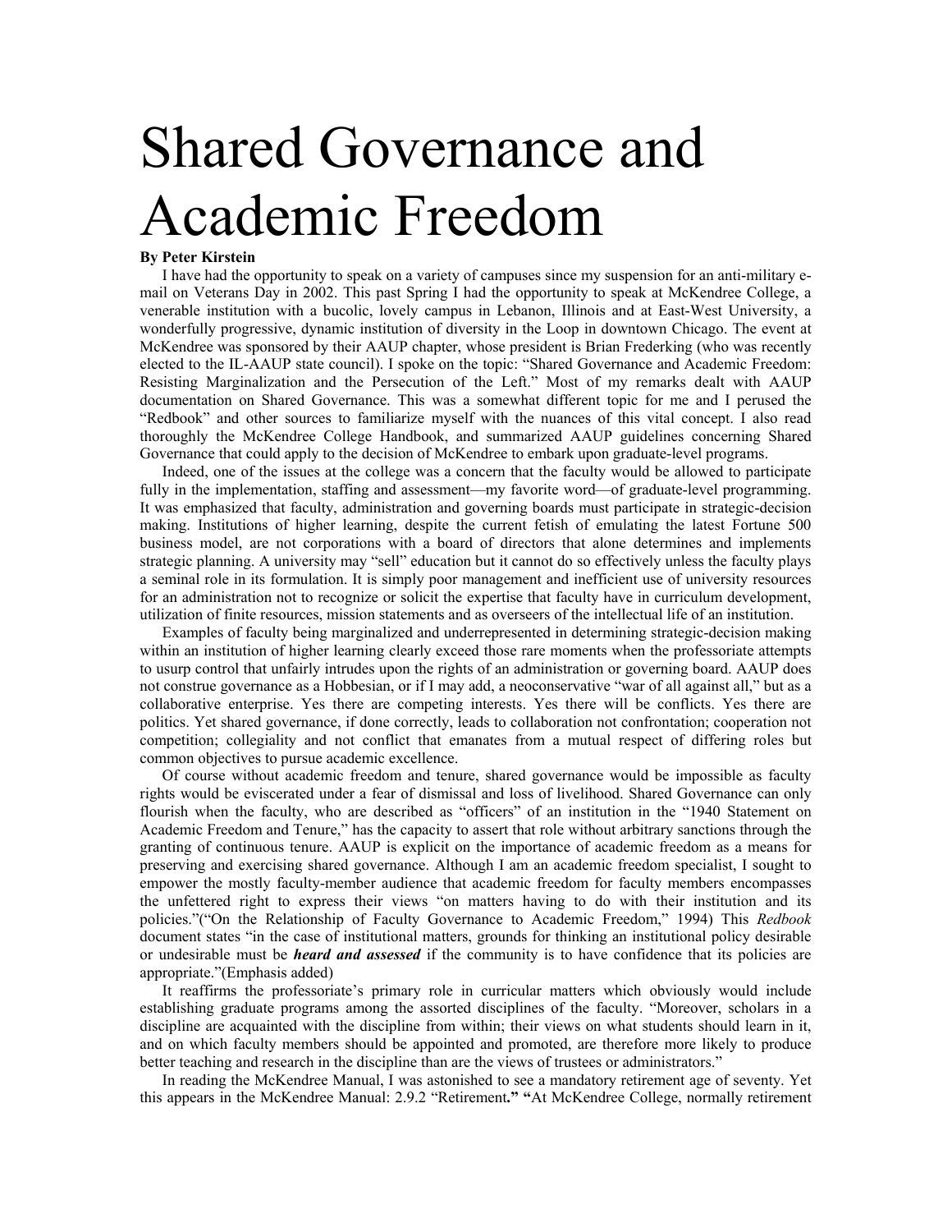# Shared Governance and Academic Freedom

**By Peter Kirstein**

I have had the opportunity to speak on a variety of campuses since my suspension for an anti-military e-mail on Veterans Day in 2002. This past Spring I had the opportunity to speak at McKendree College, a venerable institution with a bucolic, lovely campus in Lebanon, Illinois and at East-West University, a wonderfully progressive, dynamic institution of diversity in the Loop in downtown Chicago. The event at McKendree was sponsored by their AAUP chapter, whose president is Brian Frederking (who was recently elected to the IL-AAUP state council). I spoke on the topic: "Shared Governance and Academic Freedom: Resisting Marginalization and the Persecution of the Left." Most of my remarks dealt with AAUP documentation on Shared Governance. This was a somewhat different topic for me and I perused the "Redbook" and other sources to familiarize myself with the nuances of this vital concept. I also read thoroughly the McKendree College Handbook, and summarized AAUP guidelines concerning Shared Governance that could apply to the decision of McKendree to embark upon graduate-level programs.

Indeed, one of the issues at the college was a concern that the faculty would be allowed to participate fully in the implementation, staffing and assessment—my favorite word—of graduate-level programming. It was emphasized that faculty, administration and governing boards must participate in strategic-decision making. Institutions of higher learning, despite the current fetish of emulating the latest Fortune 500 business model, are not corporations with a board of directors that alone determines and implements strategic planning. A university may "sell" education but it cannot do so effectively unless the faculty plays a seminal role in its formulation. It is simply poor management and inefficient use of university resources for an administration not to recognize or solicit the expertise that faculty have in curriculum development, utilization of finite resources, mission statements and as overseers of the intellectual life of an institution.

Examples of faculty being marginalized and underrepresented in determining strategic-decision making within an institution of higher learning clearly exceed those rare moments when the professoriate attempts to usurp control that unfairly intrudes upon the rights of an administration or governing board. AAUP does not construe governance as a Hobbesian, or if I may add, a neoconservative "war of all against all," but as a collaborative enterprise. Yes there are competing interests. Yes there will be conflicts. Yes there are politics. Yet shared governance, if done correctly, leads to collaboration not confrontation; cooperation not competition; collegiality and not conflict that emanates from a mutual respect of differing roles but common objectives to pursue academic excellence.

Of course without academic freedom and tenure, shared governance would be impossible as faculty rights would be eviscerated under a fear of dismissal and loss of livelihood. Shared Governance can only flourish when the faculty, who are described as "officers" of an institution in the "1940 Statement on Academic Freedom and Tenure," has the capacity to assert that role without arbitrary sanctions through the granting of continuous tenure. AAUP is explicit on the importance of academic freedom as a means for preserving and exercising shared governance. Although I am an academic freedom specialist, I sought to empower the mostly faculty-member audience that academic freedom for faculty members encompasses the unfettered right to express their views "on matters having to do with their institution and its policies."("On the Relationship of Faculty Governance to Academic Freedom," 1994) This *Redbook* document states "in the case of institutional matters, grounds for thinking an institutional policy desirable or undesirable must be ***heard and assessed*** if the community is to have confidence that its policies are appropriate."(Emphasis added)

It reaffirms the professoriate's primary role in curricular matters which obviously would include establishing graduate programs among the assorted disciplines of the faculty. "Moreover, scholars in a discipline are acquainted with the discipline from within; their views on what students should learn in it, and on which faculty members should be appointed and promoted, are therefore more likely to produce better teaching and research in the discipline than are the views of trustees or administrators."

In reading the McKendree Manual, I was astonished to see a mandatory retirement age of seventy. Yet this appears in the McKendree Manual: 2.9.2 "Retirement**.**" **"**At McKendree College, normally retirement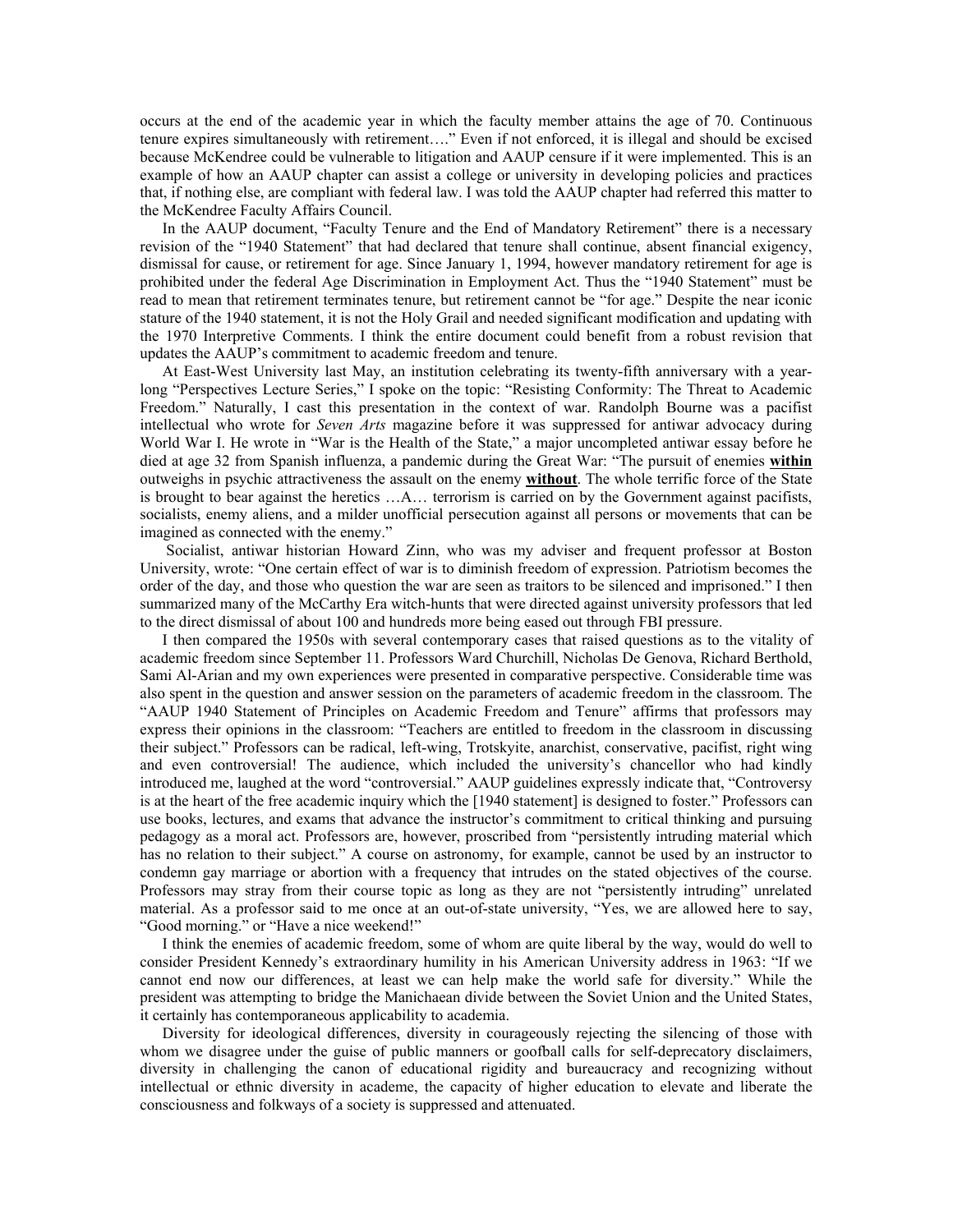occurs at the end of the academic year in which the faculty member attains the age of 70. Continuous tenure expires simultaneously with retirement…." Even if not enforced, it is illegal and should be excised because McKendree could be vulnerable to litigation and AAUP censure if it were implemented. This is an example of how an AAUP chapter can assist a college or university in developing policies and practices that, if nothing else, are compliant with federal law. I was told the AAUP chapter had referred this matter to the McKendree Faculty Affairs Council.

In the AAUP document, "Faculty Tenure and the End of Mandatory Retirement" there is a necessary revision of the "1940 Statement" that had declared that tenure shall continue, absent financial exigency, dismissal for cause, or retirement for age. Since January 1, 1994, however mandatory retirement for age is prohibited under the federal Age Discrimination in Employment Act. Thus the "1940 Statement" must be read to mean that retirement terminates tenure, but retirement cannot be "for age." Despite the near iconic stature of the 1940 statement, it is not the Holy Grail and needed significant modification and updating with the 1970 Interpretive Comments. I think the entire document could benefit from a robust revision that updates the AAUP's commitment to academic freedom and tenure.

At East-West University last May, an institution celebrating its twenty-fifth anniversary with a year-long "Perspectives Lecture Series," I spoke on the topic: "Resisting Conformity: The Threat to Academic Freedom." Naturally, I cast this presentation in the context of war. Randolph Bourne was a pacifist intellectual who wrote for *Seven Arts* magazine before it was suppressed for antiwar advocacy during World War I. He wrote in "War is the Health of the State," a major uncompleted antiwar essay before he died at age 32 from Spanish influenza, a pandemic during the Great War: "The pursuit of enemies **within** outweighs in psychic attractiveness the assault on the enemy **without**. The whole terrific force of the State is brought to bear against the heretics …A… terrorism is carried on by the Government against pacifists, socialists, enemy aliens, and a milder unofficial persecution against all persons or movements that can be imagined as connected with the enemy."

Socialist, antiwar historian Howard Zinn, who was my adviser and frequent professor at Boston University, wrote: "One certain effect of war is to diminish freedom of expression. Patriotism becomes the order of the day, and those who question the war are seen as traitors to be silenced and imprisoned." I then summarized many of the McCarthy Era witch-hunts that were directed against university professors that led to the direct dismissal of about 100 and hundreds more being eased out through FBI pressure.

I then compared the 1950s with several contemporary cases that raised questions as to the vitality of academic freedom since September 11. Professors Ward Churchill, Nicholas De Genova, Richard Berthold, Sami Al-Arian and my own experiences were presented in comparative perspective. Considerable time was also spent in the question and answer session on the parameters of academic freedom in the classroom. The "AAUP 1940 Statement of Principles on Academic Freedom and Tenure" affirms that professors may express their opinions in the classroom: "Teachers are entitled to freedom in the classroom in discussing their subject." Professors can be radical, left-wing, Trotskyite, anarchist, conservative, pacifist, right wing and even controversial! The audience, which included the university's chancellor who had kindly introduced me, laughed at the word "controversial." AAUP guidelines expressly indicate that, "Controversy is at the heart of the free academic inquiry which the [1940 statement] is designed to foster." Professors can use books, lectures, and exams that advance the instructor's commitment to critical thinking and pursuing pedagogy as a moral act. Professors are, however, proscribed from "persistently intruding material which has no relation to their subject." A course on astronomy, for example, cannot be used by an instructor to condemn gay marriage or abortion with a frequency that intrudes on the stated objectives of the course. Professors may stray from their course topic as long as they are not "persistently intruding" unrelated material. As a professor said to me once at an out-of-state university, "Yes, we are allowed here to say, "Good morning." or "Have a nice weekend!"

I think the enemies of academic freedom, some of whom are quite liberal by the way, would do well to consider President Kennedy's extraordinary humility in his American University address in 1963: "If we cannot end now our differences, at least we can help make the world safe for diversity." While the president was attempting to bridge the Manichaean divide between the Soviet Union and the United States, it certainly has contemporaneous applicability to academia.

Diversity for ideological differences, diversity in courageously rejecting the silencing of those with whom we disagree under the guise of public manners or goofball calls for self-deprecatory disclaimers, diversity in challenging the canon of educational rigidity and bureaucracy and recognizing without intellectual or ethnic diversity in academe, the capacity of higher education to elevate and liberate the consciousness and folkways of a society is suppressed and attenuated.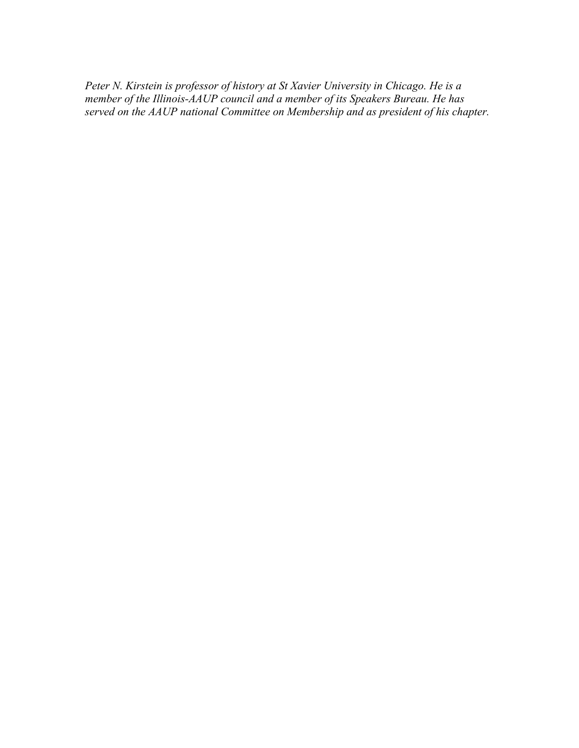*Peter N. Kirstein is professor of history at St Xavier University in Chicago. He is a member of the Illinois-AAUP council and a member of its Speakers Bureau. He has served on the AAUP national Committee on Membership and as president of his chapter.*